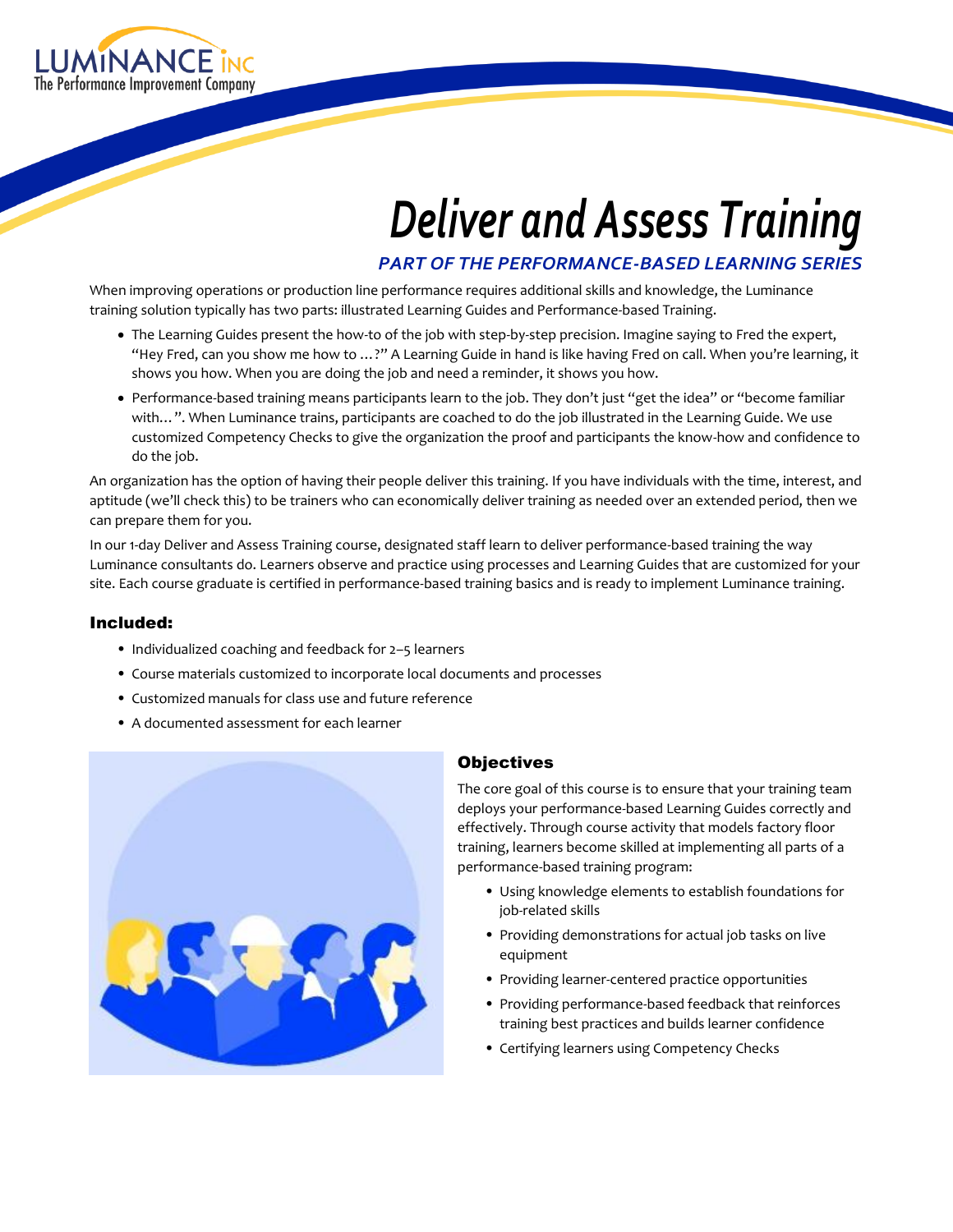LUMINANCE INC
The Performance Improvement Company

# Deliver and Assess Training

### *PART OF THE PERFORMANCE-BASED LEARNING SERIES*

When improving operations or production line performance requires additional skills and knowledge, the Luminance training solution typically has two parts: illustrated Learning Guides and Performance-based Training.

- The Learning Guides present the how-to of the job with step-by-step precision. Imagine saying to Fred the expert, "Hey Fred, can you show me how to …?" A Learning Guide in hand is like having Fred on call. When you're learning, it shows you how. When you are doing the job and need a reminder, it shows you how.
- Performance-based training means participants learn to the job. They don't just "get the idea" or "become familiar with…". When Luminance trains, participants are coached to do the job illustrated in the Learning Guide. We use customized Competency Checks to give the organization the proof and participants the know-how and confidence to do the job.

An organization has the option of having their people deliver this training. If you have individuals with the time, interest, and aptitude (we'll check this) to be trainers who can economically deliver training as needed over an extended period, then we can prepare them for you.

In our 1-day Deliver and Assess Training course, designated staff learn to deliver performance-based training the way Luminance consultants do. Learners observe and practice using processes and Learning Guides that are customized for your site. Each course graduate is certified in performance-based training basics and is ready to implement Luminance training.

## Included:

- Individualized coaching and feedback for 2–5 learners
- Course materials customized to incorporate local documents and processes
- Customized manuals for class use and future reference
- A documented assessment for each learner

## Objectives

The core goal of this course is to ensure that your training team deploys your performance-based Learning Guides correctly and effectively. Through course activity that models factory floor training, learners become skilled at implementing all parts of a performance-based training program:

- Using knowledge elements to establish foundations for job-related skills
- Providing demonstrations for actual job tasks on live equipment
- Providing learner-centered practice opportunities
- Providing performance-based feedback that reinforces training best practices and builds learner confidence
- Certifying learners using Competency Checks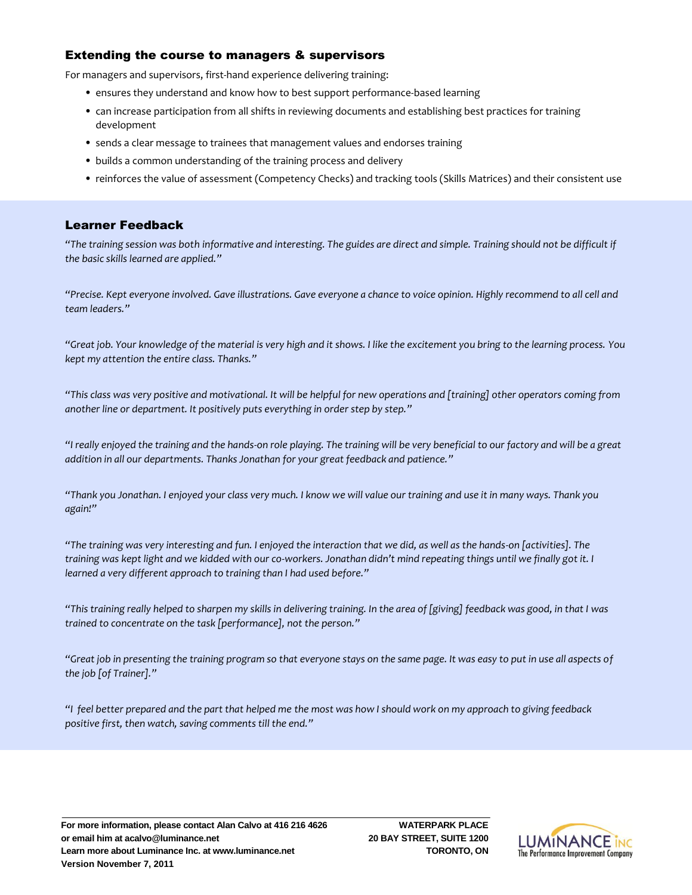## Extending the course to managers & supervisors

For managers and supervisors, first-hand experience delivering training:

- ensures they understand and know how to best support performance-based learning
- can increase participation from all shifts in reviewing documents and establishing best practices for training development
- sends a clear message to trainees that management values and endorses training
- builds a common understanding of the training process and delivery
- reinforces the value of assessment (Competency Checks) and tracking tools (Skills Matrices) and their consistent use

## Learner Feedback

*"The training session was both informative and interesting. The guides are direct and simple. Training should not be difficult if the basic skills learned are applied."*

*"Precise. Kept everyone involved. Gave illustrations. Gave everyone a chance to voice opinion. Highly recommend to all cell and team leaders."*

*"Great job. Your knowledge of the material is very high and it shows. I like the excitement you bring to the learning process. You kept my attention the entire class. Thanks."*

*"This class was very positive and motivational. It will be helpful for new operations and [training] other operators coming from another line or department. It positively puts everything in order step by step."*

*"I really enjoyed the training and the hands-on role playing. The training will be very beneficial to our factory and will be a great addition in all our departments. Thanks Jonathan for your great feedback and patience."*

*"Thank you Jonathan. I enjoyed your class very much. I know we will value our training and use it in many ways. Thank you again!"*

*"The training was very interesting and fun. I enjoyed the interaction that we did, as well as the hands-on [activities]. The training was kept light and we kidded with our co-workers. Jonathan didn't mind repeating things until we finally got it. I learned a very different approach to training than I had used before."*

*"This training really helped to sharpen my skills in delivering training. In the area of [giving] feedback was good, in that I was trained to concentrate on the task [performance], not the person."*

*"Great job in presenting the training program so that everyone stays on the same page. It was easy to put in use all aspects of the job [of Trainer]."*

*"I feel better prepared and the part that helped me the most was how I should work on my approach to giving feedback positive first, then watch, saving comments till the end."*

**For more information, please contact Alan Calvo at 416 216 4626**
**or email him at acalvo@luminance.net**
**Learn more about Luminance Inc. at www.luminance.net**
**Version November 7, 2011**

**WATERPARK PLACE**
**20 BAY STREET, SUITE 1200**
**TORONTO, ON**

LUMINANCE INC
The Performance Improvement Company